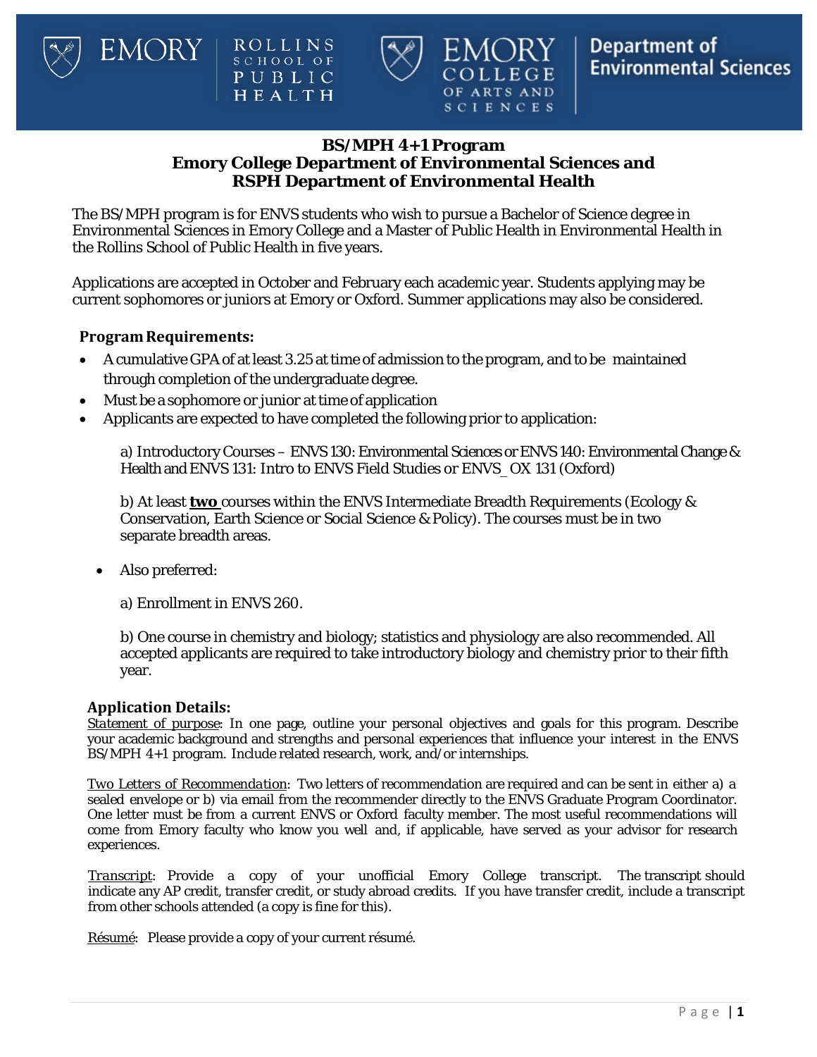# BS/MPH 4+1 Program
## Emory College Department of Environmental Sciences and RSPH Department of Environmental Health

The BS/MPH program is for ENVS students who wish to pursue a Bachelor of Science degree in Environmental Sciences in Emory College and a Master of Public Health in Environmental Health in the Rollins School of Public Health in five years.

Applications are accepted in October and February each academic year. Students applying may be current sophomores or juniors at Emory or Oxford. Summer applications may also be considered.

### Program Requirements:

- A cumulative GPA of at least 3.25 at time of admission to the program, and to be maintained through completion of the undergraduate degree.
- Must be a sophomore or junior at time of application
- Applicants are expected to have completed the following prior to application:

  a) Introductory Courses – ENVS 130: Environmental Sciences or ENVS 140: Environmental Change & Health and ENVS 131: Intro to ENVS Field Studies or ENVS_OX 131 (Oxford)

  b) At least **two** courses within the ENVS Intermediate Breadth Requirements (Ecology & Conservation, Earth Science or Social Science & Policy). The courses must be in two separate breadth areas.

- Also preferred:

  a) Enrollment in ENVS 260.

  b) One course in chemistry and biology; statistics and physiology are also recommended. All accepted applicants are required to take introductory biology and chemistry prior to their fifth year.

### Application Details:

*Statement of purpose*: In one page, outline your personal objectives and goals for this program. Describe your academic background and strengths and personal experiences that influence your interest in the ENVS BS/MPH 4+1 program. Include related research, work, and/or internships.

*Two Letters of Recommendation*: Two letters of recommendation are required and can be sent in either a) a sealed envelope or b) via email from the recommender directly to the ENVS Graduate Program Coordinator. One letter must be from a current ENVS or Oxford faculty member. The most useful recommendations will come from Emory faculty who know you well and, if applicable, have served as your advisor for research experiences.

Transcript: Provide a copy of your unofficial Emory College transcript. The transcript should indicate any AP credit, transfer credit, or study abroad credits. If you have transfer credit, include a transcript from other schools attended (a copy is fine for this).

Résumé: Please provide a copy of your current résumé.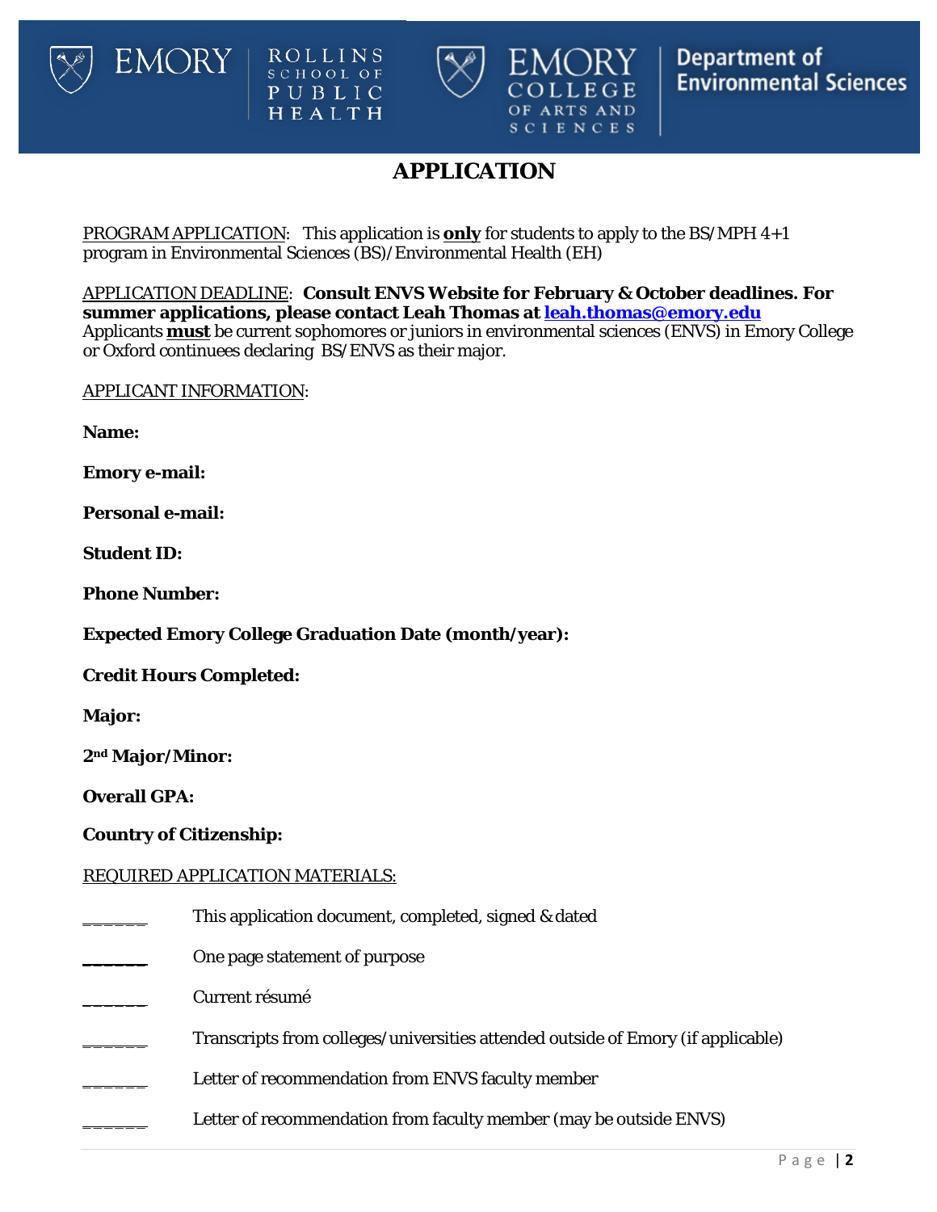# APPLICATION

PROGRAM APPLICATION: This application is **only** for students to apply to the BS/MPH 4+1 program in Environmental Sciences (BS)/Environmental Health (EH)

APPLICATION DEADLINE: **Consult ENVS Website for February & October deadlines. For summer applications, please contact Leah Thomas at [leah.thomas@emory.edu](mailto:leah.thomas@emory.edu)**
Applicants **must** be current sophomores or juniors in environmental sciences (ENVS) in Emory College or Oxford continuees declaring BS/ENVS as their major.

APPLICANT INFORMATION:

**Name:**

**Emory e-mail:**

**Personal e-mail:**

**Student ID:**

**Phone Number:**

**Expected Emory College Graduation Date (month/year):**

**Credit Hours Completed:**

**Major:**

**2nd Major/Minor:**

**Overall GPA:**

**Country of Citizenship:**

REQUIRED APPLICATION MATERIALS:

______ This application document, completed, signed & dated

______ One page statement of purpose

______ Current résumé

______ Transcripts from colleges/universities attended outside of Emory (if applicable)

______ Letter of recommendation from ENVS faculty member

______ Letter of recommendation from faculty member (may be outside ENVS)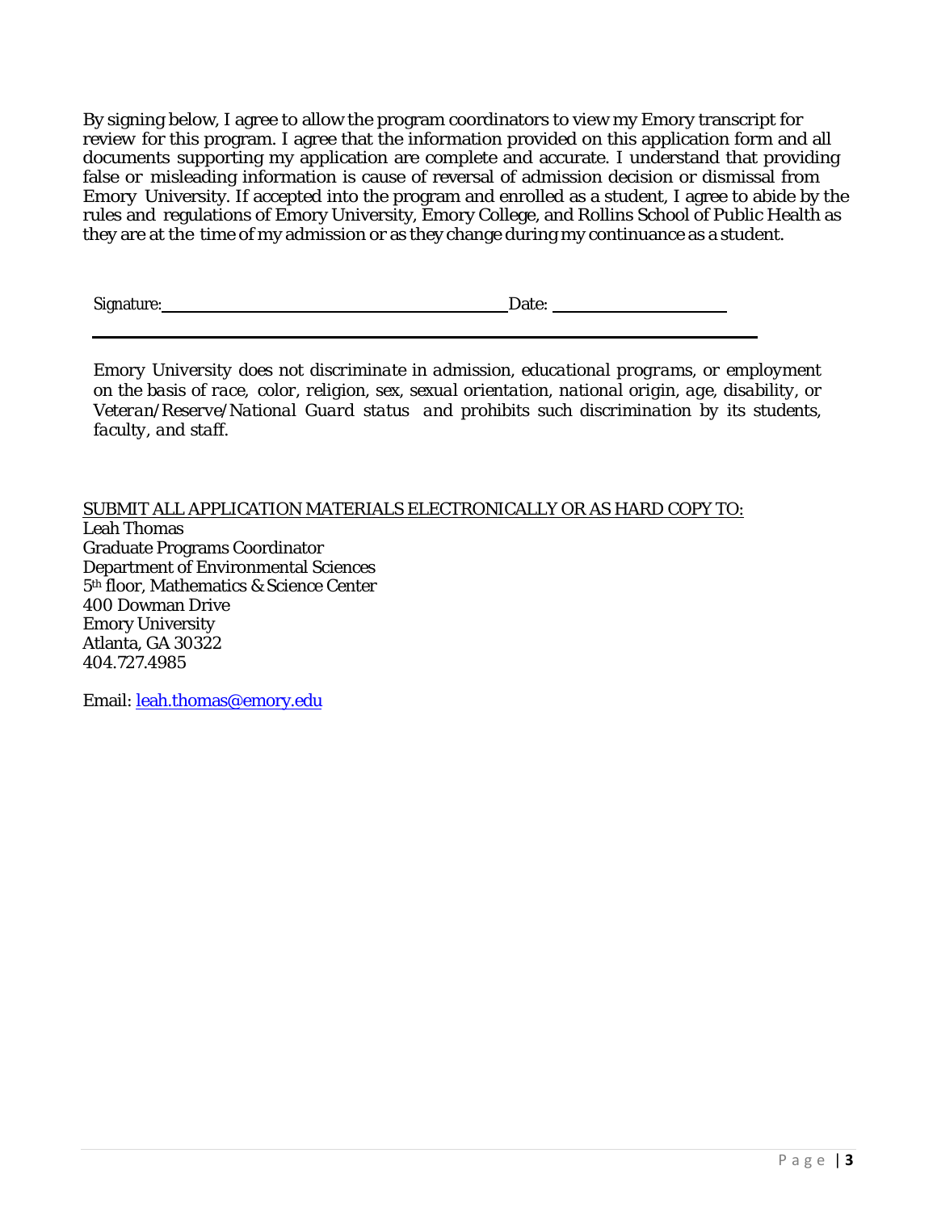By signing below, I agree to allow the program coordinators to view my Emory transcript for review for this program. I agree that the information provided on this application form and all documents supporting my application are complete and accurate. I understand that providing false or misleading information is cause of reversal of admission decision or dismissal from Emory University. If accepted into the program and enrolled as a student, I agree to abide by the rules and regulations of Emory University, Emory College, and Rollins School of Public Health as they are at the time of my admission or as they change during my continuance as a student.

Signature:_________________________________________ Date: ______________________

---

*Emory University does not discriminate in admission, educational programs, or employment on the basis of race, color, religion, sex, sexual orientation, national origin, age, disability, or Veteran/Reserve/National Guard status and prohibits such discrimination by its students, faculty, and staff.*

SUBMIT ALL APPLICATION MATERIALS ELECTRONICALLY OR AS HARD COPY TO:
Leah Thomas
Graduate Programs Coordinator
Department of Environmental Sciences
5th floor, Mathematics & Science Center
400 Dowman Drive
Emory University
Atlanta, GA 30322
404.727.4985

Email: leah.thomas@emory.edu